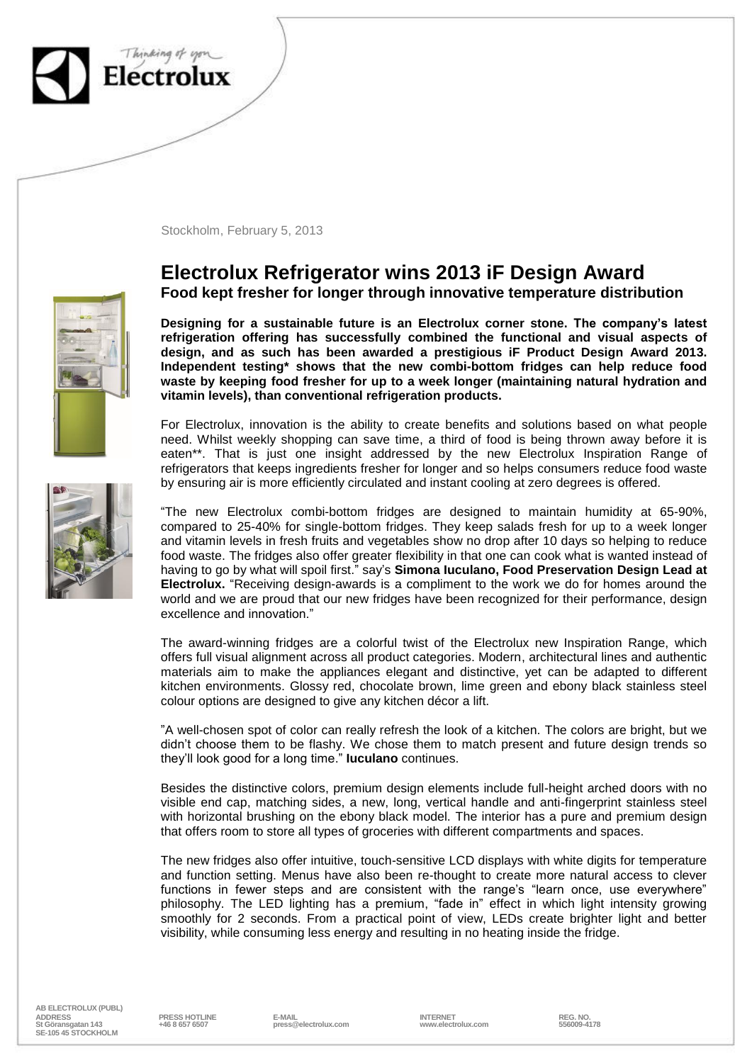Stockholm, February 5, 2013

# Electrolux Refrigerator wins 2013 iF Design Award

## Food kept fresher for longer through innovative temperature distribution

**Designing for a sustainable future is an Electrolux corner stone. The company's latest refrigeration offering has successfully combined the functional and visual aspects of design, and as such has been awarded a prestigious iF Product Design Award 2013. Independent testing* shows that the new combi-bottom fridges can help reduce food waste by keeping food fresher for up to a week longer (maintaining natural hydration and vitamin levels), than conventional refrigeration products.**

For Electrolux, innovation is the ability to create benefits and solutions based on what people need. Whilst weekly shopping can save time, a third of food is being thrown away before it is eaten**. That is just one insight addressed by the new Electrolux Inspiration Range of refrigerators that keeps ingredients fresher for longer and so helps consumers reduce food waste by ensuring air is more efficiently circulated and instant cooling at zero degrees is offered.

"The new Electrolux combi-bottom fridges are designed to maintain humidity at 65-90%, compared to 25-40% for single-bottom fridges. They keep salads fresh for up to a week longer and vitamin levels in fresh fruits and vegetables show no drop after 10 days so helping to reduce food waste. The fridges also offer greater flexibility in that one can cook what is wanted instead of having to go by what will spoil first." say's **Simona Iuculano, Food Preservation Design Lead at Electrolux.** "Receiving design-awards is a compliment to the work we do for homes around the world and we are proud that our new fridges have been recognized for their performance, design excellence and innovation."

The award-winning fridges are a colorful twist of the Electrolux new Inspiration Range, which offers full visual alignment across all product categories. Modern, architectural lines and authentic materials aim to make the appliances elegant and distinctive, yet can be adapted to different kitchen environments. Glossy red, chocolate brown, lime green and ebony black stainless steel colour options are designed to give any kitchen décor a lift.

"A well-chosen spot of color can really refresh the look of a kitchen. The colors are bright, but we didn't choose them to be flashy. We chose them to match present and future design trends so they'll look good for a long time." **Iuculano** continues.

Besides the distinctive colors, premium design elements include full-height arched doors with no visible end cap, matching sides, a new, long, vertical handle and anti-fingerprint stainless steel with horizontal brushing on the ebony black model. The interior has a pure and premium design that offers room to store all types of groceries with different compartments and spaces.

The new fridges also offer intuitive, touch-sensitive LCD displays with white digits for temperature and function setting. Menus have also been re-thought to create more natural access to clever functions in fewer steps and are consistent with the range's "learn once, use everywhere" philosophy. The LED lighting has a premium, "fade in" effect in which light intensity growing smoothly for 2 seconds. From a practical point of view, LEDs create brighter light and better visibility, while consuming less energy and resulting in no heating inside the fridge.

AB ELECTROLUX (PUBL)

| ADDRESS | PRESS HOTLINE | E-MAIL | INTERNET | REG. NO. |
|---|---|---|---|---|
| St Göransgatan 143<br>SE-105 45 STOCKHOLM | +46 8 657 6507 | press@electrolux.com | www.electrolux.com | 556009-4178 |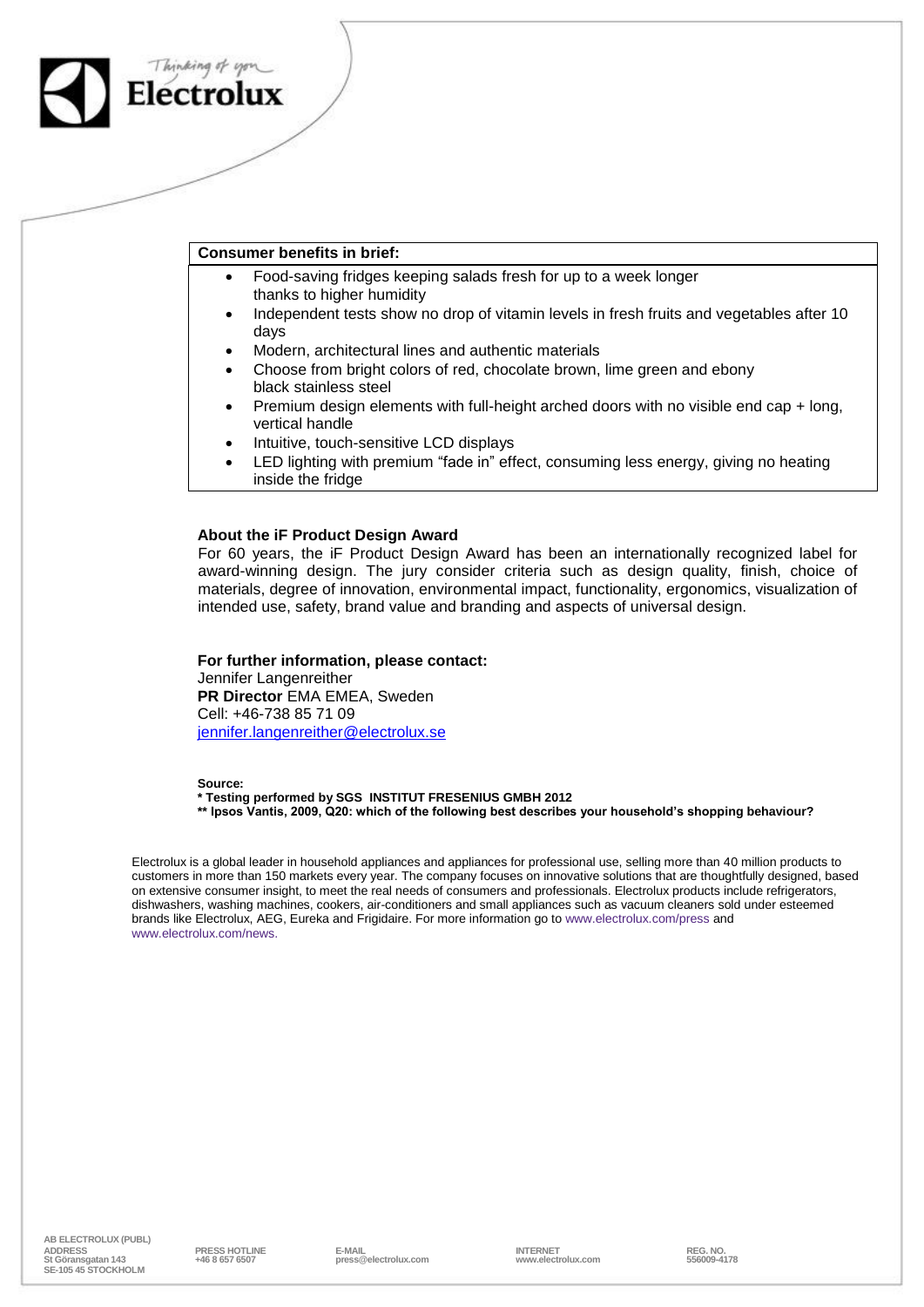**Consumer benefits in brief:**

- Food-saving fridges keeping salads fresh for up to a week longer thanks to higher humidity
- Independent tests show no drop of vitamin levels in fresh fruits and vegetables after 10 days
- Modern, architectural lines and authentic materials
- Choose from bright colors of red, chocolate brown, lime green and ebony black stainless steel
- Premium design elements with full-height arched doors with no visible end cap + long, vertical handle
- Intuitive, touch-sensitive LCD displays
- LED lighting with premium "fade in" effect, consuming less energy, giving no heating inside the fridge

**About the iF Product Design Award**

For 60 years, the iF Product Design Award has been an internationally recognized label for award-winning design. The jury consider criteria such as design quality, finish, choice of materials, degree of innovation, environmental impact, functionality, ergonomics, visualization of intended use, safety, brand value and branding and aspects of universal design.

**For further information, please contact:**
Jennifer Langenreither
**PR Director** EMA EMEA, Sweden
Cell: +46-738 85 71 09
jennifer.langenreither@electrolux.se

**Source:**
**\* Testing performed by SGS INSTITUT FRESENIUS GMBH 2012**
**\*\* Ipsos Vantis, 2009, Q20: which of the following best describes your household's shopping behaviour?**

Electrolux is a global leader in household appliances and appliances for professional use, selling more than 40 million products to customers in more than 150 markets every year. The company focuses on innovative solutions that are thoughtfully designed, based on extensive consumer insight, to meet the real needs of consumers and professionals. Electrolux products include refrigerators, dishwashers, washing machines, cookers, air-conditioners and small appliances such as vacuum cleaners sold under esteemed brands like Electrolux, AEG, Eureka and Frigidaire. For more information go to www.electrolux.com/press and www.electrolux.com/news.

**AB ELECTROLUX (PUBL)**
**ADDRESS** St Göransgatan 143 SE-105 45 STOCKHOLM | **PRESS HOTLINE** +46 8 657 6507 | **E-MAIL** press@electrolux.com | **INTERNET** www.electrolux.com | **REG. NO.** 556009-4178